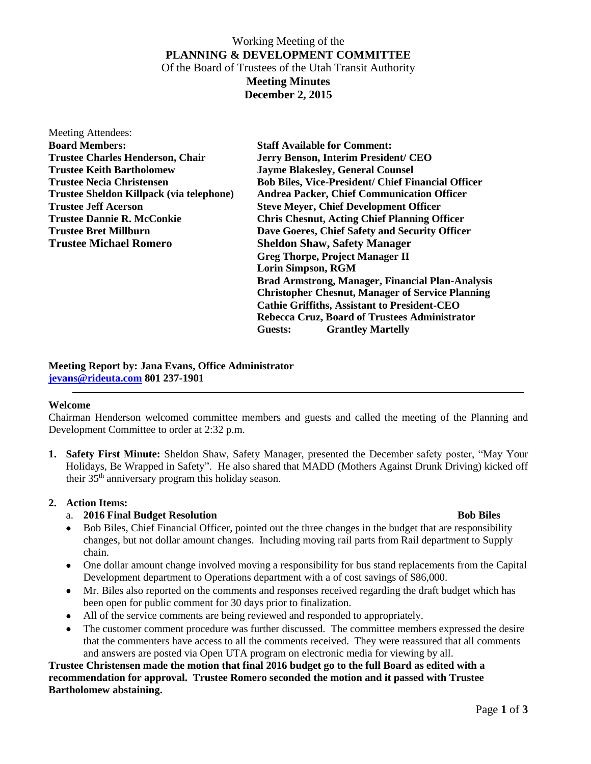Working Meeting of the

# PLANNING & DEVELOPMENT COMMITTEE

Of the Board of Trustees of the Utah Transit Authority

**Meeting Minutes**

**December 2, 2015**

Meeting Attendees:

| **Board Members:** | **Staff Available for Comment:** |
|---|---|
| **Trustee Charles Henderson, Chair** | **Jerry Benson, Interim President/ CEO** |
| **Trustee Keith Bartholomew** | **Jayme Blakesley, General Counsel** |
| **Trustee Necia Christensen** | **Bob Biles, Vice-President/ Chief Financial Officer** |
| **Trustee Sheldon Killpack (via telephone)** | **Andrea Packer, Chief Communication Officer** |
| **Trustee Jeff Acerson** | **Steve Meyer, Chief Development Officer** |
| **Trustee Dannie R. McConkie** | **Chris Chesnut, Acting Chief Planning Officer** |
| **Trustee Bret Millburn** | **Dave Goeres, Chief Safety and Security Officer** |
| **Trustee Michael Romero** | **Sheldon Shaw, Safety Manager** |
| | **Greg Thorpe, Project Manager II** |
| | **Lorin Simpson, RGM** |
| | **Brad Armstrong, Manager, Financial Plan-Analysis** |
| | **Christopher Chesnut, Manager of Service Planning** |
| | **Cathie Griffiths, Assistant to President-CEO** |
| | **Rebecca Cruz, Board of Trustees Administrator** |
| | **Guests: Grantley Martelly** |

**Meeting Report by: Jana Evans, Office Administrator**
**jevans@rideuta.com 801 237-1901**

---

**Welcome**

Chairman Henderson welcomed committee members and guests and called the meeting of the Planning and Development Committee to order at 2:32 p.m.

1. **Safety First Minute:** Sheldon Shaw, Safety Manager, presented the December safety poster, "May Your Holidays, Be Wrapped in Safety". He also shared that MADD (Mothers Against Drunk Driving) kicked off their 35th anniversary program this holiday season.

2. **Action Items:**

   a. **2016 Final Budget Resolution** **Bob Biles**

   - Bob Biles, Chief Financial Officer, pointed out the three changes in the budget that are responsibility changes, but not dollar amount changes. Including moving rail parts from Rail department to Supply chain.
   - One dollar amount change involved moving a responsibility for bus stand replacements from the Capital Development department to Operations department with a of cost savings of $86,000.
   - Mr. Biles also reported on the comments and responses received regarding the draft budget which has been open for public comment for 30 days prior to finalization.
   - All of the service comments are being reviewed and responded to appropriately.
   - The customer comment procedure was further discussed. The committee members expressed the desire that the commenters have access to all the comments received. They were reassured that all comments and answers are posted via Open UTA program on electronic media for viewing by all.

**Trustee Christensen made the motion that final 2016 budget go to the full Board as edited with a recommendation for approval. Trustee Romero seconded the motion and it passed with Trustee Bartholomew abstaining.**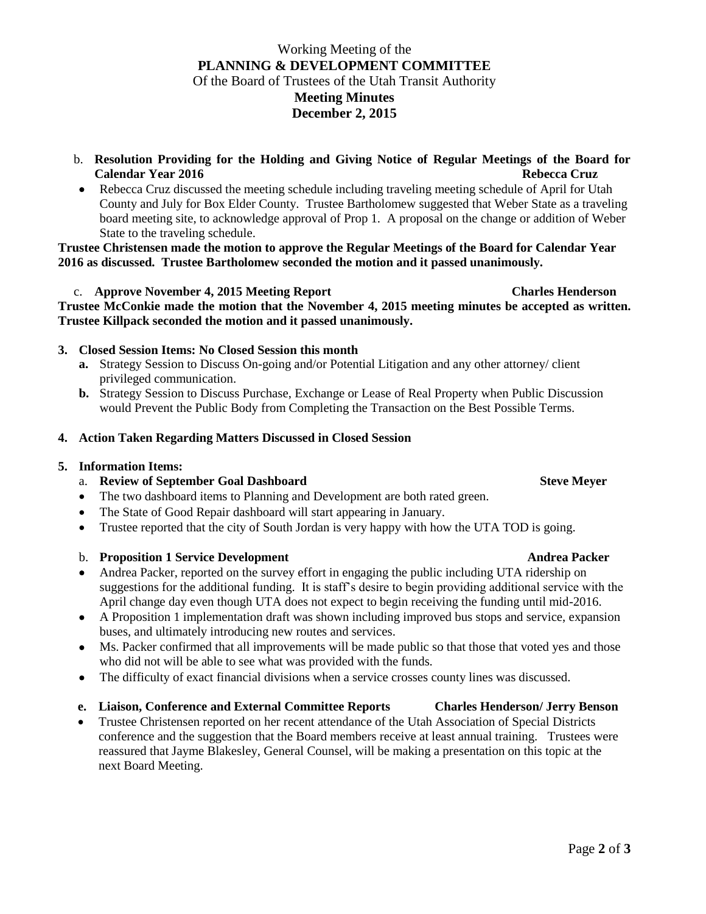Working Meeting of the
**PLANNING & DEVELOPMENT COMMITTEE**
Of the Board of Trustees of the Utah Transit Authority
**Meeting Minutes**
**December 2, 2015**

b. **Resolution Providing for the Holding and Giving Notice of Regular Meetings of the Board for Calendar Year 2016** **Rebecca Cruz**

- Rebecca Cruz discussed the meeting schedule including traveling meeting schedule of April for Utah County and July for Box Elder County. Trustee Bartholomew suggested that Weber State as a traveling board meeting site, to acknowledge approval of Prop 1. A proposal on the change or addition of Weber State to the traveling schedule.

**Trustee Christensen made the motion to approve the Regular Meetings of the Board for Calendar Year 2016 as discussed. Trustee Bartholomew seconded the motion and it passed unanimously.**

c. **Approve November 4, 2015 Meeting Report** **Charles Henderson**

**Trustee McConkie made the motion that the November 4, 2015 meeting minutes be accepted as written. Trustee Killpack seconded the motion and it passed unanimously.**

**3. Closed Session Items: No Closed Session this month**

- **a.** Strategy Session to Discuss On-going and/or Potential Litigation and any other attorney/ client privileged communication.
- **b.** Strategy Session to Discuss Purchase, Exchange or Lease of Real Property when Public Discussion would Prevent the Public Body from Completing the Transaction on the Best Possible Terms.

**4. Action Taken Regarding Matters Discussed in Closed Session**

**5. Information Items:**

a. **Review of September Goal Dashboard** **Steve Meyer**

- The two dashboard items to Planning and Development are both rated green.
- The State of Good Repair dashboard will start appearing in January.
- Trustee reported that the city of South Jordan is very happy with how the UTA TOD is going.

b. **Proposition 1 Service Development** **Andrea Packer**

- Andrea Packer, reported on the survey effort in engaging the public including UTA ridership on suggestions for the additional funding. It is staff's desire to begin providing additional service with the April change day even though UTA does not expect to begin receiving the funding until mid-2016.
- A Proposition 1 implementation draft was shown including improved bus stops and service, expansion buses, and ultimately introducing new routes and services.
- Ms. Packer confirmed that all improvements will be made public so that those that voted yes and those who did not will be able to see what was provided with the funds.
- The difficulty of exact financial divisions when a service crosses county lines was discussed.

e. **Liaison, Conference and External Committee Reports** **Charles Henderson/ Jerry Benson**

- Trustee Christensen reported on her recent attendance of the Utah Association of Special Districts conference and the suggestion that the Board members receive at least annual training. Trustees were reassured that Jayme Blakesley, General Counsel, will be making a presentation on this topic at the next Board Meeting.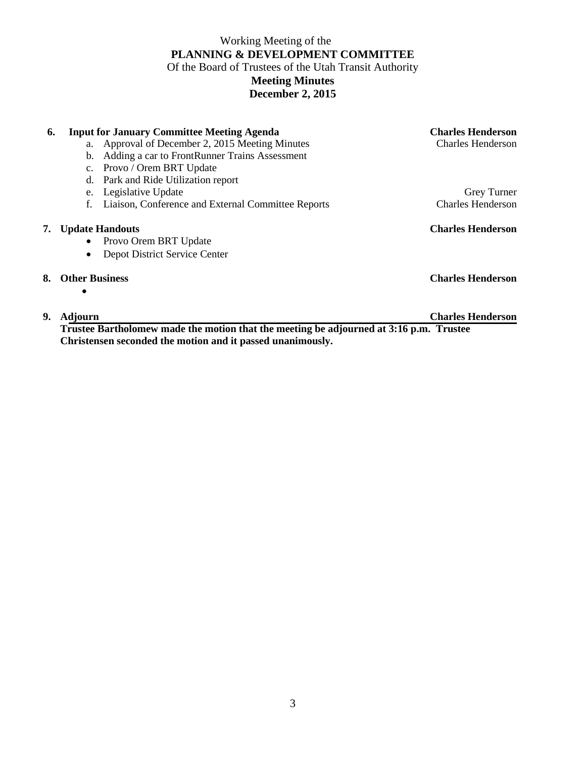Working Meeting of the
**PLANNING & DEVELOPMENT COMMITTEE**
Of the Board of Trustees of the Utah Transit Authority
**Meeting Minutes**
**December 2, 2015**

**6. Input for January Committee Meeting Agenda** — **Charles Henderson**

a. Approval of December 2, 2015 Meeting Minutes — Charles Henderson
b. Adding a car to FrontRunner Trains Assessment
c. Provo / Orem BRT Update
d. Park and Ride Utilization report
e. Legislative Update — Grey Turner
f. Liaison, Conference and External Committee Reports — Charles Henderson

**7. Update Handouts** — **Charles Henderson**

- Provo Orem BRT Update
- Depot District Service Center

**8. Other Business** — **Charles Henderson**

- 

**9. Adjourn** — **Charles Henderson**

**Trustee Bartholomew made the motion that the meeting be adjourned at 3:16 p.m. Trustee Christensen seconded the motion and it passed unanimously.**